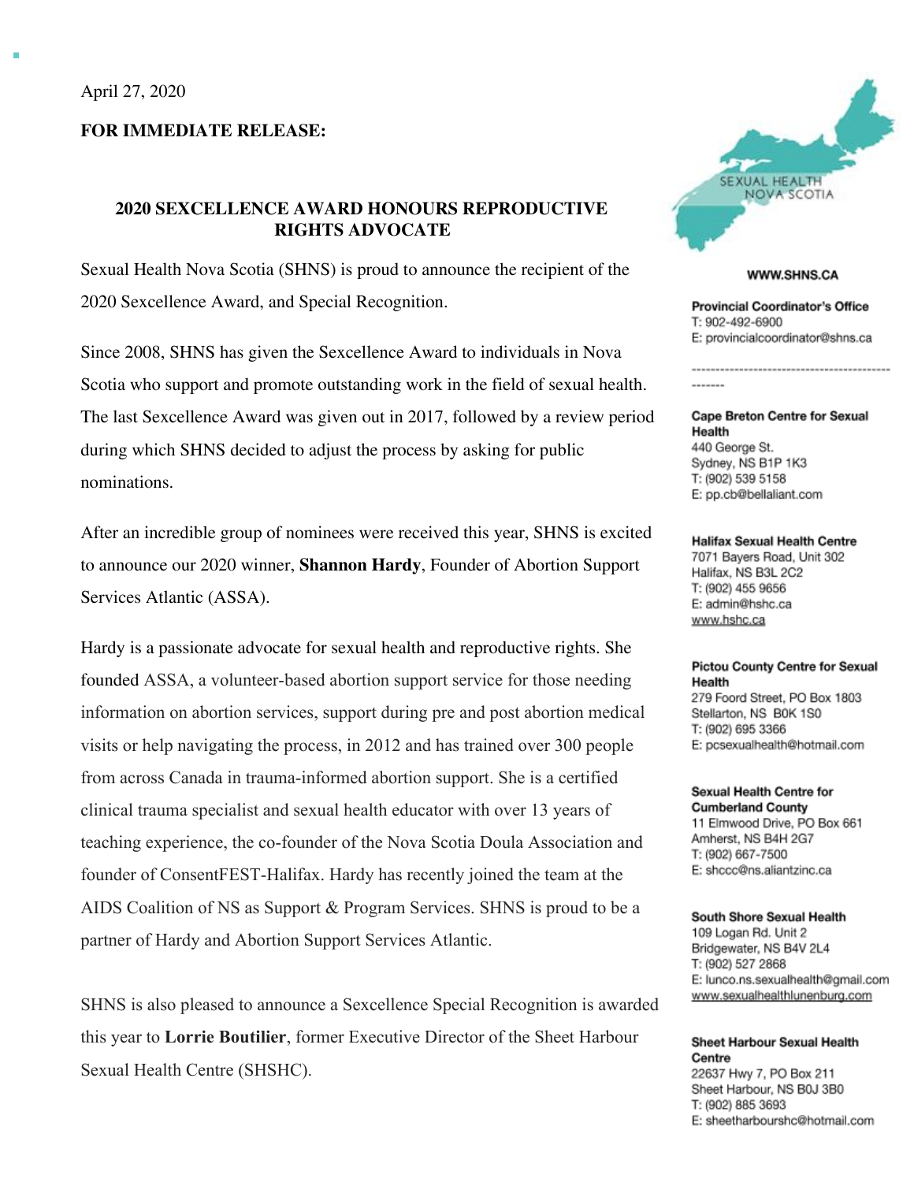April 27, 2020

**FOR IMMEDIATE RELEASE:**

## 2020 SEXCELLENCE AWARD HONOURS REPRODUCTIVE RIGHTS ADVOCATE

Sexual Health Nova Scotia (SHNS) is proud to announce the recipient of the 2020 Sexcellence Award, and Special Recognition.

Since 2008, SHNS has given the Sexcellence Award to individuals in Nova Scotia who support and promote outstanding work in the field of sexual health. The last Sexcellence Award was given out in 2017, followed by a review period during which SHNS decided to adjust the process by asking for public nominations.

After an incredible group of nominees were received this year, SHNS is excited to announce our 2020 winner, **Shannon Hardy**, Founder of Abortion Support Services Atlantic (ASSA).

Hardy is a passionate advocate for sexual health and reproductive rights. She founded ASSA, a volunteer-based abortion support service for those needing information on abortion services, support during pre and post abortion medical visits or help navigating the process, in 2012 and has trained over 300 people from across Canada in trauma-informed abortion support. She is a certified clinical trauma specialist and sexual health educator with over 13 years of teaching experience, the co-founder of the Nova Scotia Doula Association and founder of ConsentFEST-Halifax. Hardy has recently joined the team at the AIDS Coalition of NS as Support & Program Services. SHNS is proud to be a partner of Hardy and Abortion Support Services Atlantic.

SHNS is also pleased to announce a Sexcellence Special Recognition is awarded this year to **Lorrie Boutilier**, former Executive Director of the Sheet Harbour Sexual Health Centre (SHSHC).

---

SEXUAL HEALTH NOVA SCOTIA

**WWW.SHNS.CA**

**Provincial Coordinator's Office**
T: 902-492-6900
E: provincialcoordinator@shns.ca

**Cape Breton Centre for Sexual Health**
440 George St.
Sydney, NS B1P 1K3
T: (902) 539 5158
E: pp.cb@bellaliant.com

**Halifax Sexual Health Centre**
7071 Bayers Road, Unit 302
Halifax, NS B3L 2C2
T: (902) 455 9656
E: admin@hshc.ca
www.hshc.ca

**Pictou County Centre for Sexual Health**
279 Foord Street, PO Box 1803
Stellarton, NS B0K 1S0
T: (902) 695 3366
E: pcsexualhealth@hotmail.com

**Sexual Health Centre for Cumberland County**
11 Elmwood Drive, PO Box 661
Amherst, NS B4H 2G7
T: (902) 667-7500
E: shccc@ns.aliantzinc.ca

**South Shore Sexual Health**
109 Logan Rd. Unit 2
Bridgewater, NS B4V 2L4
T: (902) 527 2868
E: lunco.ns.sexualhealth@gmail.com
www.sexualhealthlunenburg.com

**Sheet Harbour Sexual Health Centre**
22637 Hwy 7, PO Box 211
Sheet Harbour, NS B0J 3B0
T: (902) 885 3693
E: sheetharbourshc@hotmail.com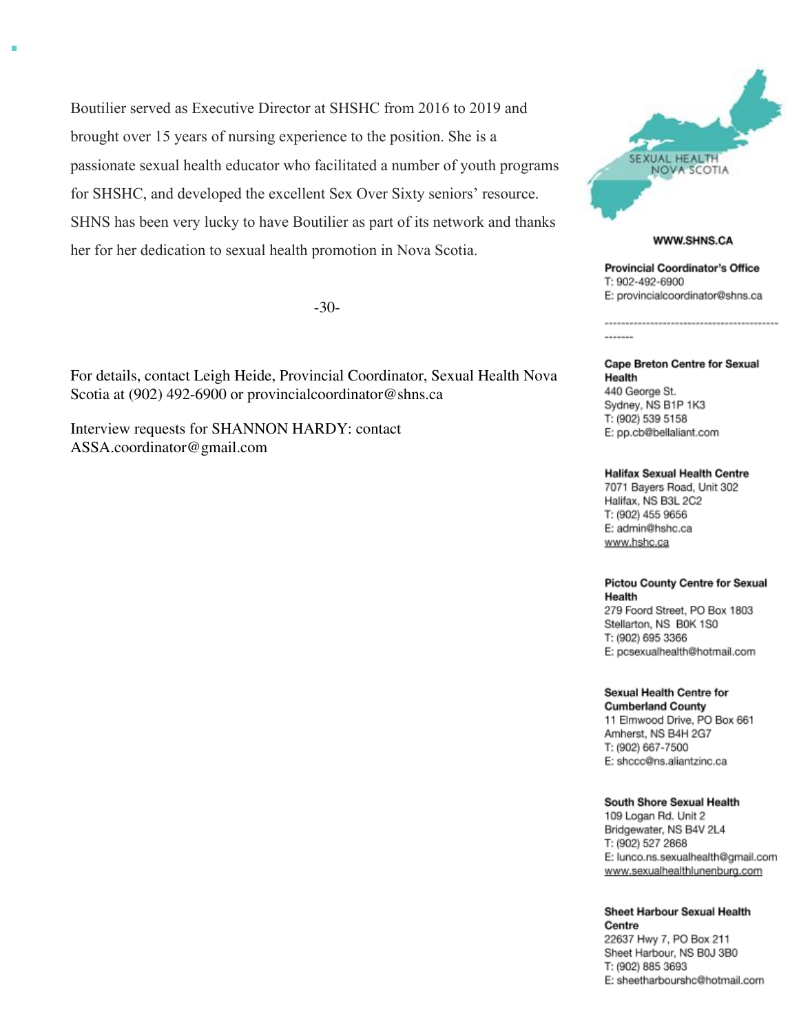Boutilier served as Executive Director at SHSHC from 2016 to 2019 and brought over 15 years of nursing experience to the position. She is a passionate sexual health educator who facilitated a number of youth programs for SHSHC, and developed the excellent Sex Over Sixty seniors' resource. SHNS has been very lucky to have Boutilier as part of its network and thanks her for her dedication to sexual health promotion in Nova Scotia.

-30-

For details, contact Leigh Heide, Provincial Coordinator, Sexual Health Nova Scotia at (902) 492-6900 or provincialcoordinator@shns.ca

Interview requests for SHANNON HARDY: contact ASSA.coordinator@gmail.com

SEXUAL HEALTH NOVA SCOTIA

**WWW.SHNS.CA**

**Provincial Coordinator's Office**
T: 902-492-6900
E: provincialcoordinator@shns.ca

---

**Cape Breton Centre for Sexual Health**
440 George St.
Sydney, NS B1P 1K3
T: (902) 539 5158
E: pp.cb@bellaliant.com

**Halifax Sexual Health Centre**
7071 Bayers Road, Unit 302
Halifax, NS B3L 2C2
T: (902) 455 9656
E: admin@hshc.ca
www.hshc.ca

**Pictou County Centre for Sexual Health**
279 Foord Street, PO Box 1803
Stellarton, NS B0K 1S0
T: (902) 695 3366
E: pcsexualhealth@hotmail.com

**Sexual Health Centre for Cumberland County**
11 Elmwood Drive, PO Box 661
Amherst, NS B4H 2G7
T: (902) 667-7500
E: shccc@ns.aliantzinc.ca

**South Shore Sexual Health**
109 Logan Rd. Unit 2
Bridgewater, NS B4V 2L4
T: (902) 527 2868
E: lunco.ns.sexualhealth@gmail.com
www.sexualhealthlunenburg.com

**Sheet Harbour Sexual Health Centre**
22637 Hwy 7, PO Box 211
Sheet Harbour, NS B0J 3B0
T: (902) 885 3693
E: sheetharbourshc@hotmail.com